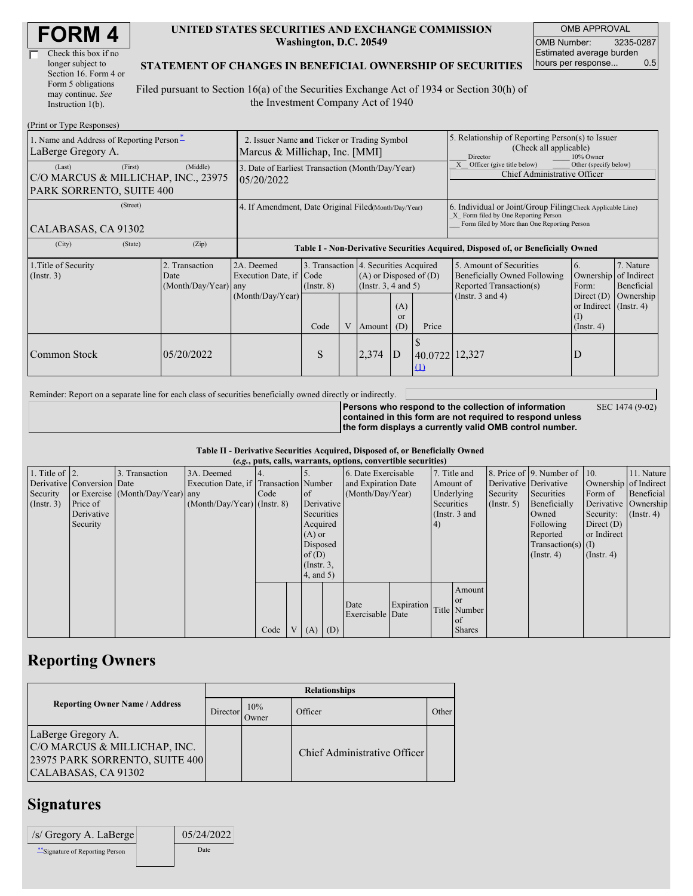# FORM 4

☐ Check this box if no longer subject to Section 16. Form 4 or Form 5 obligations may continue. *See* Instruction 1(b).

**UNITED STATES SECURITIES AND EXCHANGE COMMISSION**
**Washington, D.C. 20549**

**STATEMENT OF CHANGES IN BENEFICIAL OWNERSHIP OF SECURITIES**

Filed pursuant to Section 16(a) of the Securities Exchange Act of 1934 or Section 30(h) of the Investment Company Act of 1940

| OMB APPROVAL | |
|---|---|
| OMB Number: | 3235-0287 |
| Estimated average burden hours per response... | 0.5 |

(Print or Type Responses)

| | | |
|---|---|---|
| 1. Name and Address of Reporting Person* <br> LaBerge Gregory A. | 2. Issuer Name **and** Ticker or Trading Symbol <br> Marcus & Millichap, Inc. [MMI] | 5. Relationship of Reporting Person(s) to Issuer (Check all applicable) <br> ___ Director ___ 10% Owner <br> _X_ Officer (give title below) ___ Other (specify below) <br> Chief Administrative Officer |
| (Last) (First) (Middle) <br> C/O MARCUS & MILLICHAP, INC., 23975 PARK SORRENTO, SUITE 400 | 3. Date of Earliest Transaction (Month/Day/Year) <br> 05/20/2022 | |
| (Street) <br> CALABASAS, CA 91302 | 4. If Amendment, Date Original Filed (Month/Day/Year) | 6. Individual or Joint/Group Filing (Check Applicable Line) <br> _X_ Form filed by One Reporting Person <br> ___ Form filed by More than One Reporting Person |
| (City) (State) (Zip) | | |

**Table I - Non-Derivative Securities Acquired, Disposed of, or Beneficially Owned**

| 1.Title of Security (Instr. 3) | 2. Transaction Date (Month/Day/Year) | 2A. Deemed Execution Date, if any (Month/Day/Year) | 3. Transaction Code (Instr. 8) | | 4. Securities Acquired (A) or Disposed of (D) (Instr. 3, 4 and 5) | | | 5. Amount of Securities Beneficially Owned Following Reported Transaction(s) (Instr. 3 and 4) | 6. Ownership Form: Direct (D) or Indirect (I) (Instr. 4) | 7. Nature of Indirect Beneficial Ownership (Instr. 4) |
|---|---|---|---|---|---|---|---|---|---|---|
| | | | Code | V | Amount | (A) or (D) | Price | | | |
| Common Stock | 05/20/2022 | | S | | 2,374 | D | $ 40.0722 (1) | 12,327 | D | |

Reminder: Report on a separate line for each class of securities beneficially owned directly or indirectly.

**Persons who respond to the collection of information contained in this form are not required to respond unless the form displays a currently valid OMB control number.** SEC 1474 (9-02)

**Table II - Derivative Securities Acquired, Disposed of, or Beneficially Owned**
**(*e.g.*, puts, calls, warrants, options, convertible securities)**

| 1. Title of Derivative Security (Instr. 3) | 2. Conversion or Exercise Price of Derivative Security | 3. Transaction Date (Month/Day/Year) | 3A. Deemed Execution Date, if any (Month/Day/Year) | 4. Transaction Code (Instr. 8) | | 5. Number of Derivative Securities Acquired (A) or Disposed of (D) (Instr. 3, 4, and 5) | | 6. Date Exercisable and Expiration Date (Month/Day/Year) | | 7. Title and Amount of Underlying Securities (Instr. 3 and 4) | | 8. Price of Derivative Security (Instr. 5) | 9. Number of Derivative Securities Beneficially Owned Following Reported Transaction(s) (Instr. 4) | 10. Ownership Form of Derivative Security: Direct (D) or Indirect (I) (Instr. 4) | 11. Nature of Indirect Beneficial Ownership (Instr. 4) |
|---|---|---|---|---|---|---|---|---|---|---|---|---|---|---|---|
| | | | | Code | V | (A) | (D) | Date Exercisable | Expiration Date | Title | Amount or Number of Shares | | | | |

## Reporting Owners

| Reporting Owner Name / Address | Relationships | | | |
|---|---|---|---|---|
| | Director | 10% Owner | Officer | Other |
| LaBerge Gregory A.<br>C/O MARCUS & MILLICHAP, INC.<br>23975 PARK SORRENTO, SUITE 400<br>CALABASAS, CA 91302 | | | Chief Administrative Officer | |

## Signatures

| /s/ Gregory A. LaBerge | 05/24/2022 |
|---|---|
| **Signature of Reporting Person | Date |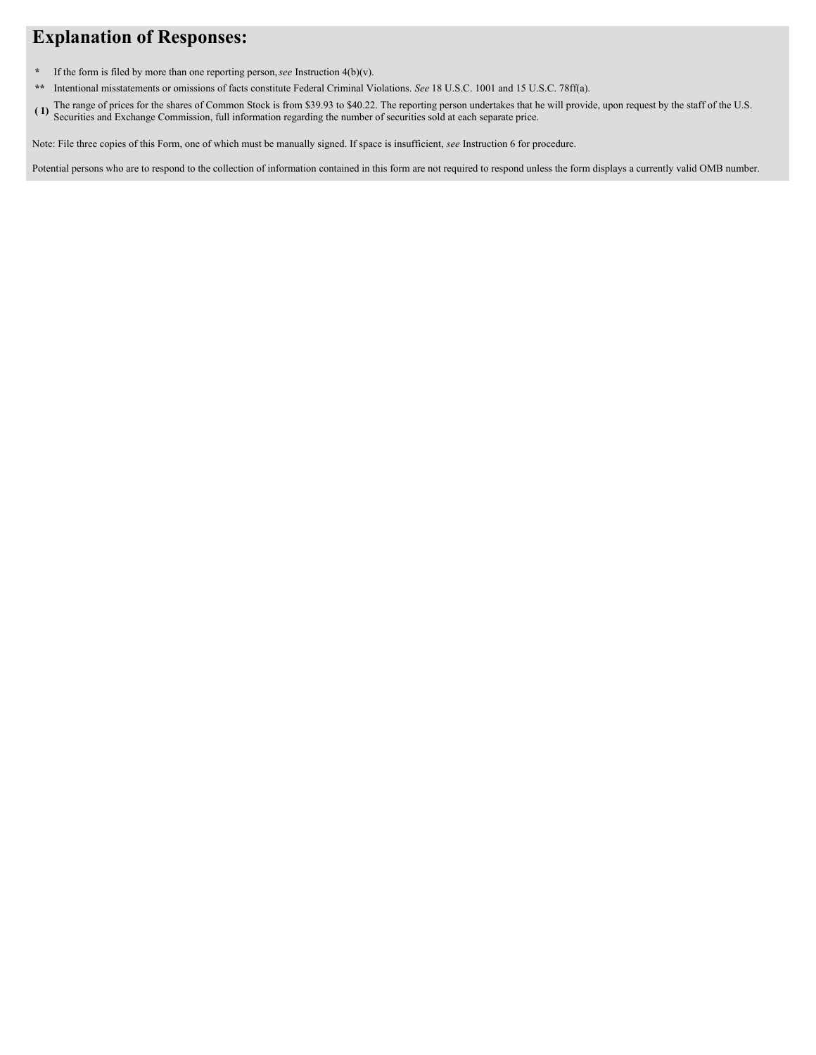# Explanation of Responses:

\* If the form is filed by more than one reporting person, *see* Instruction 4(b)(v).

\*\* Intentional misstatements or omissions of facts constitute Federal Criminal Violations. *See* 18 U.S.C. 1001 and 15 U.S.C. 78ff(a).

**( 1)** The range of prices for the shares of Common Stock is from $39.93 to $40.22. The reporting person undertakes that he will provide, upon request by the staff of the U.S. Securities and Exchange Commission, full information regarding the number of securities sold at each separate price.

Note: File three copies of this Form, one of which must be manually signed. If space is insufficient, *see* Instruction 6 for procedure.

Potential persons who are to respond to the collection of information contained in this form are not required to respond unless the form displays a currently valid OMB number.